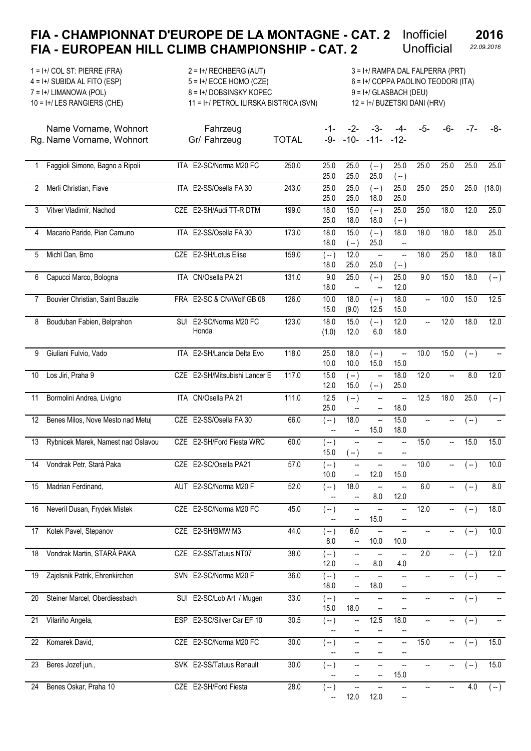# FIA - CHAMPIONNAT D'EUROPE DE LA MONTAGNE - CAT. 2
# FIA - EUROPEAN HILL CLIMB CHAMPIONSHIP - CAT. 2

Inofficiel / Unofficial

**2016** *22.09.2016*

1 = I+/ COL ST: PIERRE (FRA)
2 = I+/ RECHBERG (AUT)
3 = I+/ RAMPA DAL FALPERRA (PRT)
4 = I+/ SUBIDA AL FITO (ESP)
5 = I+/ ECCE HOMO (CZE)
6 = I+/ COPPA PAOLINO TEODORI (ITA)
7 = I+/ LIMANOWA (POL)
8 = I+/ DOBSINSKY KOPEC
9 = I+/ GLASBACH (DEU)
10 = I+/ LES RANGIERS (CHE)
11 = I+/ PETROL ILIRSKA BISTRICA (SVN)
12 = I+/ BUZETSKI DANI (HRV)

| Rg. | Name Vorname, Wohnort | | Gr/ Fahrzeug | TOTAL | -1- / -9- | -2- / -10- | -3- / -11- | -4- / -12- | -5- | -6- | -7- | -8- |
|---|---|---|---|---|---|---|---|---|---|---|---|---|
| 1 | Faggioli Simone, Bagno a Ripoli | ITA | E2-SC/Norma M20 FC | 250.0 | 25.0 / 25.0 | 25.0 / 25.0 | ( -- ) / 25.0 | 25.0 / ( -- ) | 25.0 | 25.0 | 25.0 | 25.0 |
| 2 | Merli Christian, Fiave | ITA | E2-SS/Osella FA 30 | 243.0 | 25.0 / 25.0 | 25.0 / 25.0 | ( -- ) / 18.0 | 25.0 / 25.0 | 25.0 | 25.0 | 25.0 | (18.0) |
| 3 | Vitver Vladimir, Nachod | CZE | E2-SH/Audi TT-R DTM | 199.0 | 18.0 / 25.0 | 15.0 / 18.0 | ( -- ) / 18.0 | 25.0 / ( -- ) | 25.0 | 18.0 | 12.0 | 25.0 |
| 4 | Macario Paride, Pian Camuno | ITA | E2-SS/Osella FA 30 | 173.0 | 18.0 / 18.0 | 15.0 / ( -- ) | ( -- ) / 25.0 | 18.0 / -- | 18.0 | 18.0 | 18.0 | 25.0 |
| 5 | Michl Dan, Brno | CZE | E2-SH/Lotus Elise | 159.0 | ( -- ) / 18.0 | 12.0 / 25.0 | -- / 25.0 | -- / ( -- ) | 18.0 | 25.0 | 18.0 | 18.0 |
| 6 | Capucci Marco, Bologna | ITA | CN/Osella PA 21 | 131.0 | 9.0 / 18.0 | 25.0 / -- | ( -- ) / -- | 25.0 / 12.0 | 9.0 | 15.0 | 18.0 | ( -- ) |
| 7 | Bouvier Christian, Saint Bauzile | FRA | E2-SC & CN/Wolf GB 08 | 126.0 | 10.0 / 15.0 | 18.0 / (9.0) | ( -- ) / 12.5 | 18.0 / 15.0 | -- | 10.0 | 15.0 | 12.5 |
| 8 | Bouduban Fabien, Belprahon | SUI | E2-SC/Norma M20 FC Honda | 123.0 | 18.0 / (1.0) | 15.0 / 12.0 | ( -- ) / 6.0 | 12.0 / 18.0 | -- | 12.0 | 18.0 | 12.0 |
| 9 | Giuliani Fulvio, Vado | ITA | E2-SH/Lancia Delta Evo | 118.0 | 25.0 / 10.0 | 18.0 / 10.0 | ( -- ) / 15.0 | -- / 15.0 | 10.0 | 15.0 | ( -- ) | -- |
| 10 | Los Jiri, Praha 9 | CZE | E2-SH/Mitsubishi Lancer E | 117.0 | 15.0 / 12.0 | ( -- ) / 15.0 | -- / ( -- ) | 18.0 / 25.0 | 12.0 | -- | 8.0 | 12.0 |
| 11 | Bormolini Andrea, Livigno | ITA | CN/Osella PA 21 | 111.0 | 12.5 / 25.0 | ( -- ) / -- | -- / -- | -- / 18.0 | 12.5 | 18.0 | 25.0 | ( -- ) |
| 12 | Benes Milos, Nove Mesto nad Metuj | CZE | E2-SS/Osella FA 30 | 66.0 | ( -- ) / -- | 18.0 / -- | -- / 15.0 | 15.0 / 18.0 | -- | -- | ( -- ) | -- |
| 13 | Rybnicek Marek, Namest nad Oslavou | CZE | E2-SH/Ford Fiesta WRC | 60.0 | ( -- ) / 15.0 | -- / ( -- ) | -- / -- | -- / -- | 15.0 | -- | 15.0 | 15.0 |
| 14 | Vondrak Petr, Stará Paka | CZE | E2-SC/Osella PA21 | 57.0 | ( -- ) / 10.0 | -- / -- | -- / 12.0 | -- / 15.0 | 10.0 | -- | ( -- ) | 10.0 |
| 15 | Madrian Ferdinand, | AUT | E2-SC/Norma M20 F | 52.0 | ( -- ) / -- | 18.0 / -- | -- / 8.0 | -- / 12.0 | 6.0 | -- | ( -- ) | 8.0 |
| 16 | Neveril Dusan, Frydek Mistek | CZE | E2-SC/Norma M20 FC | 45.0 | ( -- ) / -- | -- / -- | -- / 15.0 | -- / -- | 12.0 | -- | ( -- ) | 18.0 |
| 17 | Kotek Pavel, Stepanov | CZE | E2-SH/BMW M3 | 44.0 | ( -- ) / 8.0 | 6.0 / -- | -- / 10.0 | -- / 10.0 | -- | -- | ( -- ) | 10.0 |
| 18 | Vondrak Martin, STARÁ PAKA | CZE | E2-SS/Tatuus NT07 | 38.0 | ( -- ) / 12.0 | -- / -- | -- / 8.0 | -- / 4.0 | 2.0 | -- | ( -- ) | 12.0 |
| 19 | Zajelsnik Patrik, Ehrenkirchen | SVN | E2-SC/Norma M20 F | 36.0 | ( -- ) / 18.0 | -- / -- | -- / 18.0 | -- / -- | -- | -- | ( -- ) | -- |
| 20 | Steiner Marcel, Oberdiessbach | SUI | E2-SC/Lob Art / Mugen | 33.0 | ( -- ) / 15.0 | -- / 18.0 | -- / -- | -- / -- | -- | -- | ( -- ) | -- |
| 21 | Vilariño Angela, | ESP | E2-SC/Silver Car EF 10 | 30.5 | ( -- ) / -- | -- / -- | 12.5 / -- | 18.0 / -- | -- | -- | ( -- ) | -- |
| 22 | Komarek David, | CZE | E2-SC/Norma M20 FC | 30.0 | ( -- ) / -- | -- / -- | -- / -- | -- / -- | 15.0 | -- | ( -- ) | 15.0 |
| 23 | Beres Jozef jun., | SVK | E2-SS/Tatuus Renault | 30.0 | ( -- ) / -- | -- / -- | -- / -- | -- / 15.0 | -- | -- | ( -- ) | 15.0 |
| 24 | Benes Oskar, Praha 10 | CZE | E2-SH/Ford Fiesta | 28.0 | ( -- ) / -- | -- / 12.0 | -- / 12.0 | -- / -- | -- | -- | 4.0 | ( -- ) |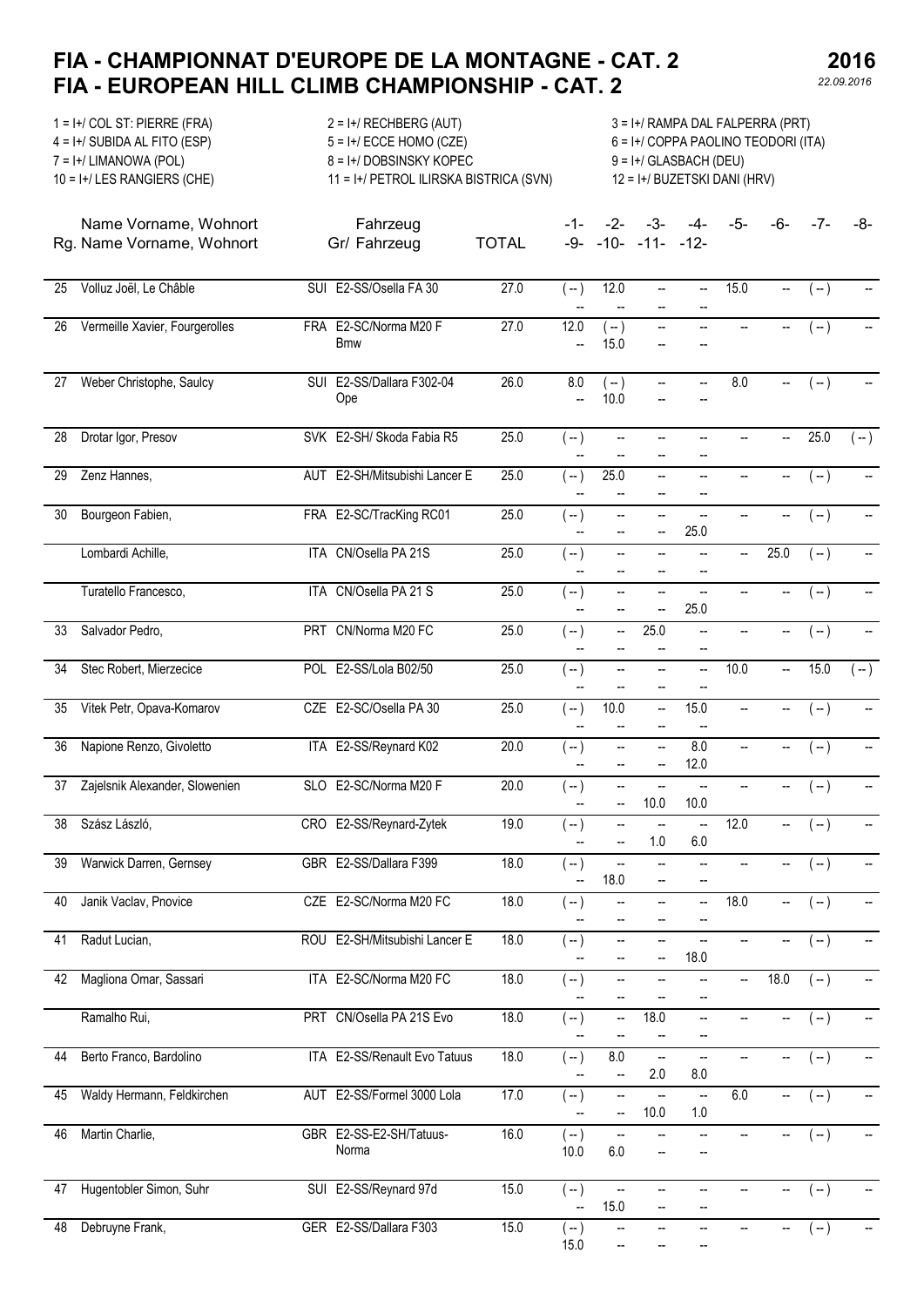# FIA - CHAMPIONNAT D'EUROPE DE LA MONTAGNE - CAT. 2
# FIA - EUROPEAN HILL CLIMB CHAMPIONSHIP - CAT. 2

**2016**
*22.09.2016*

1 = I+/ COL ST: PIERRE (FRA)
2 = I+/ RECHBERG (AUT)
3 = I+/ RAMPA DAL FALPERRA (PRT)
4 = I+/ SUBIDA AL FITO (ESP)
5 = I+/ ECCE HOMO (CZE)
6 = I+/ COPPA PAOLINO TEODORI (ITA)
7 = I+/ LIMANOWA (POL)
8 = I+/ DOBSINSKY KOPEC
9 = I+/ GLASBACH (DEU)
10 = I+/ LES RANGIERS (CHE)
11 = I+/ PETROL ILIRSKA BISTRICA (SVN)
12 = I+/ BUZETSKI DANI (HRV)

| Rg. | Name Vorname, Wohnort | Nat. | Gr/ Fahrzeug | TOTAL | -1- | -2- | -3- | -4- | -5- | -6- | -7- | -8- | -9- | -10- | -11- | -12- |
|---|---|---|---|---|---|---|---|---|---|---|---|---|---|---|---|---|
| 25 | Volluz Joël, Le Châble | SUI | E2-SS/Osella FA 30 | 27.0 | (--) | 12.0 | -- | -- | 15.0 | -- | (--) | -- | -- | -- | -- | -- |
| 26 | Vermeille Xavier, Fourgerolles | FRA | E2-SC/Norma M20 F Bmw | 27.0 | 12.0 | (--) | -- | -- | -- | -- | (--) | -- | -- | 15.0 | -- | -- |
| 27 | Weber Christophe, Saulcy | SUI | E2-SS/Dallara F302-04 Ope | 26.0 | 8.0 | (--) | -- | -- | 8.0 | -- | (--) | -- | -- | 10.0 | -- | -- |
| 28 | Drotar Igor, Presov | SVK | E2-SH/ Skoda Fabia R5 | 25.0 | (--) | -- | -- | -- | -- | -- | 25.0 | (--) | -- | -- | -- | -- |
| 29 | Zenz Hannes, | AUT | E2-SH/Mitsubishi Lancer E | 25.0 | (--) | 25.0 | -- | -- | -- | -- | (--) | -- | -- | -- | -- | -- |
| 30 | Bourgeon Fabien, | FRA | E2-SC/TracKing RC01 | 25.0 | (--) | -- | -- | -- | -- | -- | (--) | -- | -- | -- | -- | 25.0 |
| | Lombardi Achille, | ITA | CN/Osella PA 21S | 25.0 | (--) | -- | -- | -- | -- | 25.0 | (--) | -- | -- | -- | -- | -- |
| | Turatello Francesco, | ITA | CN/Osella PA 21 S | 25.0 | (--) | -- | -- | -- | -- | -- | (--) | -- | -- | -- | -- | 25.0 |
| 33 | Salvador Pedro, | PRT | CN/Norma M20 FC | 25.0 | (--) | -- | 25.0 | -- | -- | -- | (--) | -- | -- | -- | -- | -- |
| 34 | Stec Robert, Mierzecice | POL | E2-SS/Lola B02/50 | 25.0 | (--) | -- | -- | -- | 10.0 | -- | 15.0 | (--) | -- | -- | -- | -- |
| 35 | Vitek Petr, Opava-Komarov | CZE | E2-SC/Osella PA 30 | 25.0 | (--) | 10.0 | -- | 15.0 | -- | -- | (--) | -- | -- | -- | -- | -- |
| 36 | Napione Renzo, Givoletto | ITA | E2-SS/Reynard K02 | 20.0 | (--) | -- | -- | 8.0 | -- | -- | (--) | -- | -- | -- | -- | 12.0 |
| 37 | Zajelsnik Alexander, Slowenien | SLO | E2-SC/Norma M20 F | 20.0 | (--) | -- | -- | -- | -- | -- | (--) | -- | -- | -- | 10.0 | 10.0 |
| 38 | Szász László, | CRO | E2-SS/Reynard-Zytek | 19.0 | (--) | -- | -- | -- | 12.0 | -- | (--) | -- | -- | -- | 1.0 | 6.0 |
| 39 | Warwick Darren, Gernsey | GBR | E2-SS/Dallara F399 | 18.0 | (--) | -- | -- | -- | -- | -- | (--) | -- | -- | 18.0 | -- | -- |
| 40 | Janik Vaclav, Pnovice | CZE | E2-SC/Norma M20 FC | 18.0 | (--) | -- | -- | -- | 18.0 | -- | (--) | -- | -- | -- | -- | -- |
| 41 | Radut Lucian, | ROU | E2-SH/Mitsubishi Lancer E | 18.0 | (--) | -- | -- | -- | -- | -- | (--) | -- | -- | -- | -- | 18.0 |
| 42 | Magliona Omar, Sassari | ITA | E2-SC/Norma M20 FC | 18.0 | (--) | -- | -- | -- | -- | 18.0 | (--) | -- | -- | -- | -- | -- |
| | Ramalho Rui, | PRT | CN/Osella PA 21S Evo | 18.0 | (--) | -- | 18.0 | -- | -- | -- | (--) | -- | -- | -- | -- | -- |
| 44 | Berto Franco, Bardolino | ITA | E2-SS/Renault Evo Tatuus | 18.0 | (--) | 8.0 | -- | -- | -- | -- | (--) | -- | -- | -- | 2.0 | 8.0 |
| 45 | Waldy Hermann, Feldkirchen | AUT | E2-SS/Formel 3000 Lola | 17.0 | (--) | -- | -- | -- | 6.0 | -- | (--) | -- | -- | -- | 10.0 | 1.0 |
| 46 | Martin Charlie, | GBR | E2-SS-E2-SH/Tatuus-Norma | 16.0 | (--) | -- | -- | -- | -- | -- | (--) | -- | 10.0 | 6.0 | -- | -- |
| 47 | Hugentobler Simon, Suhr | SUI | E2-SS/Reynard 97d | 15.0 | (--) | -- | -- | -- | -- | -- | (--) | -- | -- | 15.0 | -- | -- |
| 48 | Debruyne Frank, | GER | E2-SS/Dallara F303 | 15.0 | (--) | -- | -- | -- | -- | -- | (--) | -- | 15.0 | -- | -- | -- |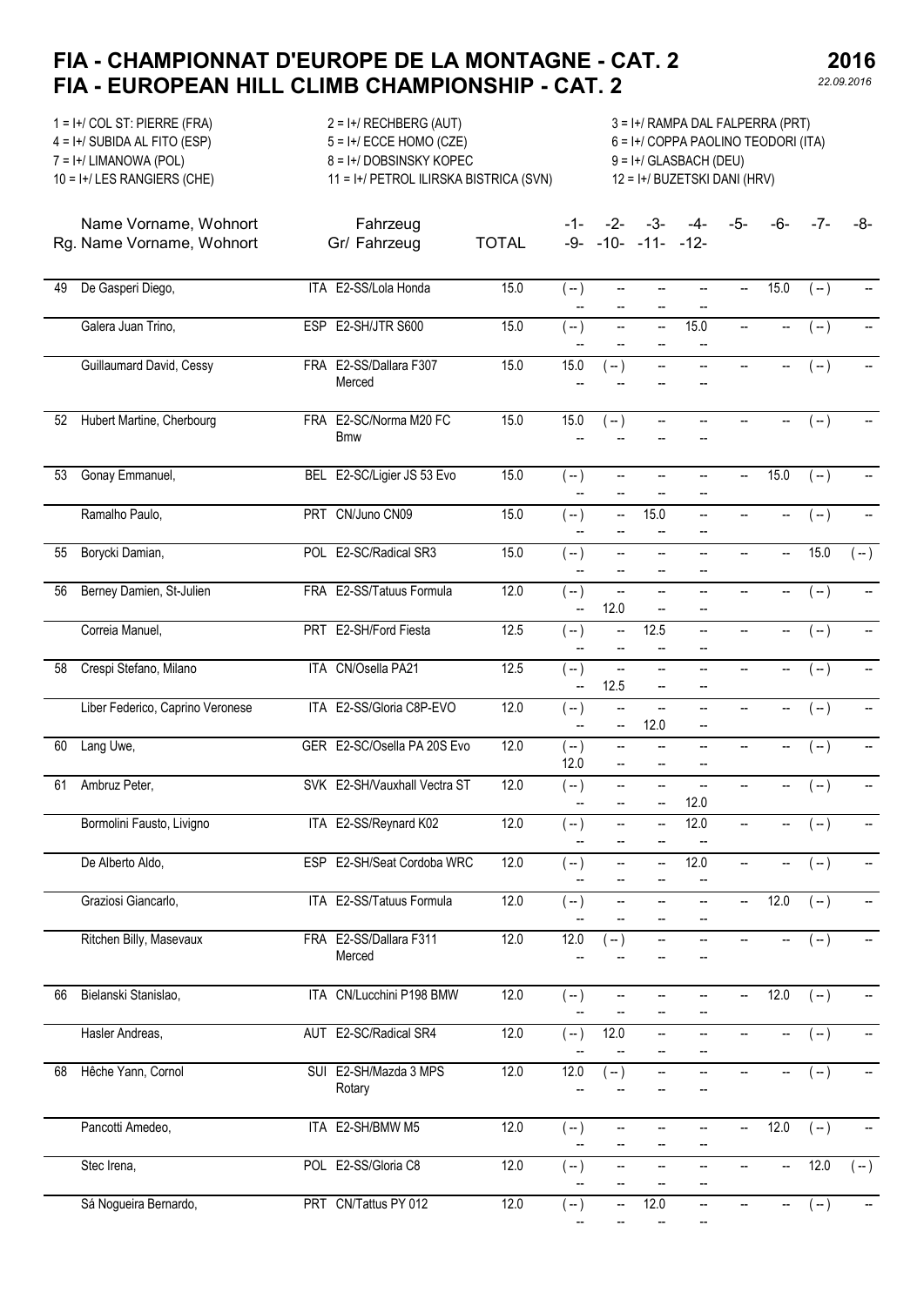# FIA - CHAMPIONNAT D'EUROPE DE LA MONTAGNE - CAT. 2
# FIA - EUROPEAN HILL CLIMB CHAMPIONSHIP - CAT. 2

**2016**
*22.09.2016*

1 = I+/ COL ST: PIERRE (FRA)
2 = I+/ RECHBERG (AUT)
3 = I+/ RAMPA DAL FALPERRA (PRT)
4 = I+/ SUBIDA AL FITO (ESP)
5 = I+/ ECCE HOMO (CZE)
6 = I+/ COPPA PAOLINO TEODORI (ITA)
7 = I+/ LIMANOWA (POL)
8 = I+/ DOBSINSKY KOPEC
9 = I+/ GLASBACH (DEU)
10 = I+/ LES RANGIERS (CHE)
11 = I+/ PETROL ILIRSKA BISTRICA (SVN)
12 = I+/ BUZETSKI DANI (HRV)

| Rg. | Name Vorname, Wohnort | | Gr/ Fahrzeug | TOTAL | -1- | -2- | -3- | -4- | -5- | -6- | -7- | -8- | -9- | -10- | -11- | -12- |
|---|---|---|---|---|---|---|---|---|---|---|---|---|---|---|---|---|
| 49 | De Gasperi Diego, | ITA | E2-SS/Lola Honda | 15.0 | ( -- ) | -- | -- | -- | -- | 15.0 | ( -- ) | -- | -- | -- | -- | -- |
| | Galera Juan Trino, | ESP | E2-SH/JTR S600 | 15.0 | ( -- ) | -- | -- | 15.0 | -- | -- | ( -- ) | -- | -- | -- | -- | -- |
| | Guillaumard David, Cessy | FRA | E2-SS/Dallara F307 Merced | 15.0 | 15.0 | ( -- ) | -- | -- | -- | -- | ( -- ) | -- | -- | -- | -- | -- |
| 52 | Hubert Martine, Cherbourg | FRA | E2-SC/Norma M20 FC Bmw | 15.0 | 15.0 | ( -- ) | -- | -- | -- | -- | ( -- ) | -- | -- | -- | -- | -- |
| 53 | Gonay Emmanuel, | BEL | E2-SC/Ligier JS 53 Evo | 15.0 | ( -- ) | -- | -- | -- | -- | 15.0 | ( -- ) | -- | -- | -- | -- | -- |
| | Ramalho Paulo, | PRT | CN/Juno CN09 | 15.0 | ( -- ) | -- | 15.0 | -- | -- | -- | ( -- ) | -- | -- | -- | -- | -- |
| 55 | Borycki Damian, | POL | E2-SC/Radical SR3 | 15.0 | ( -- ) | -- | -- | -- | -- | -- | 15.0 | ( -- ) | -- | -- | -- | -- |
| 56 | Berney Damien, St-Julien | FRA | E2-SS/Tatuus Formula | 12.0 | ( -- ) | -- | -- | -- | -- | -- | ( -- ) | -- | -- | 12.0 | -- | -- |
| | Correia Manuel, | PRT | E2-SH/Ford Fiesta | 12.5 | ( -- ) | -- | 12.5 | -- | -- | -- | ( -- ) | -- | -- | -- | -- | -- |
| 58 | Crespi Stefano, Milano | ITA | CN/Osella PA21 | 12.5 | ( -- ) | -- | -- | -- | -- | -- | ( -- ) | -- | -- | 12.5 | -- | -- |
| | Liber Federico, Caprino Veronese | ITA | E2-SS/Gloria C8P-EVO | 12.0 | ( -- ) | -- | -- | -- | -- | -- | ( -- ) | -- | -- | -- | 12.0 | -- |
| 60 | Lang Uwe, | GER | E2-SC/Osella PA 20S Evo | 12.0 | ( -- ) | -- | -- | -- | -- | -- | ( -- ) | -- | 12.0 | -- | -- | -- |
| 61 | Ambruz Peter, | SVK | E2-SH/Vauxhall Vectra ST | 12.0 | ( -- ) | -- | -- | -- | -- | -- | ( -- ) | -- | -- | -- | -- | 12.0 |
| | Bormolini Fausto, Livigno | ITA | E2-SS/Reynard K02 | 12.0 | ( -- ) | -- | -- | 12.0 | -- | -- | ( -- ) | -- | -- | -- | -- | -- |
| | De Alberto Aldo, | ESP | E2-SH/Seat Cordoba WRC | 12.0 | ( -- ) | -- | -- | 12.0 | -- | -- | ( -- ) | -- | -- | -- | -- | -- |
| | Graziosi Giancarlo, | ITA | E2-SS/Tatuus Formula | 12.0 | ( -- ) | -- | -- | -- | -- | 12.0 | ( -- ) | -- | -- | -- | -- | -- |
| | Ritchen Billy, Masevaux | FRA | E2-SS/Dallara F311 Merced | 12.0 | 12.0 | ( -- ) | -- | -- | -- | -- | ( -- ) | -- | -- | -- | -- | -- |
| 66 | Bielanski Stanislao, | ITA | CN/Lucchini P198 BMW | 12.0 | ( -- ) | -- | -- | -- | -- | 12.0 | ( -- ) | -- | -- | -- | -- | -- |
| | Hasler Andreas, | AUT | E2-SC/Radical SR4 | 12.0 | ( -- ) | 12.0 | -- | -- | -- | -- | ( -- ) | -- | -- | -- | -- | -- |
| 68 | Hêche Yann, Cornol | SUI | E2-SH/Mazda 3 MPS Rotary | 12.0 | 12.0 | ( -- ) | -- | -- | -- | -- | ( -- ) | -- | -- | -- | -- | -- |
| | Pancotti Amedeo, | ITA | E2-SH/BMW M5 | 12.0 | ( -- ) | -- | -- | -- | -- | 12.0 | ( -- ) | -- | -- | -- | -- | -- |
| | Stec Irena, | POL | E2-SS/Gloria C8 | 12.0 | ( -- ) | -- | -- | -- | -- | -- | 12.0 | ( -- ) | -- | -- | -- | -- |
| | Sá Nogueira Bernardo, | PRT | CN/Tattus PY 012 | 12.0 | ( -- ) | -- | 12.0 | -- | -- | -- | ( -- ) | -- | -- | -- | -- | -- |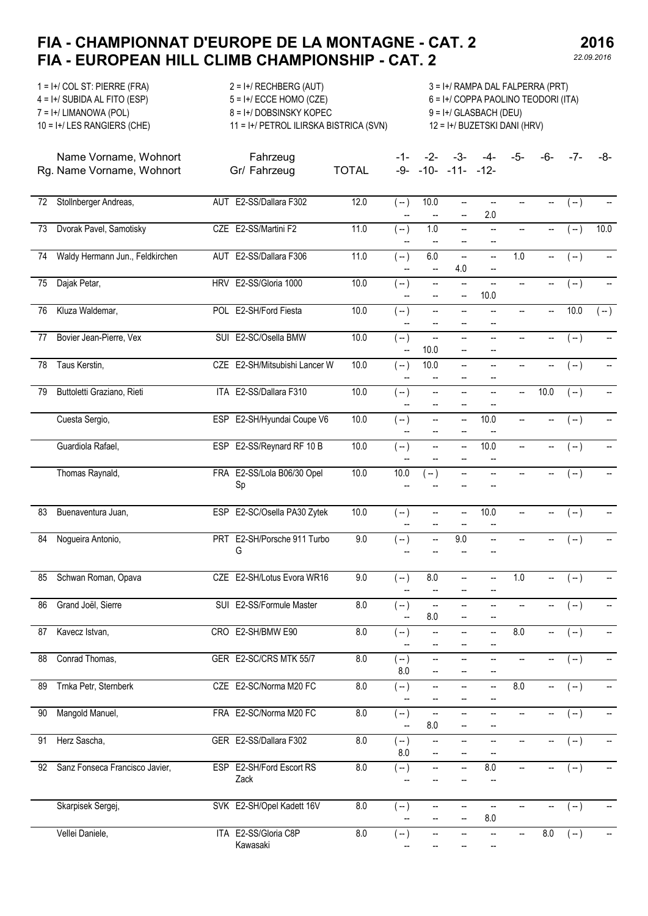# FIA - CHAMPIONNAT D'EUROPE DE LA MONTAGNE - CAT. 2
# FIA - EUROPEAN HILL CLIMB CHAMPIONSHIP - CAT. 2

**2016**
*22.09.2016*

1 = I+/ COL ST: PIERRE (FRA) | 2 = I+/ RECHBERG (AUT) | 3 = I+/ RAMPA DAL FALPERRA (PRT)
4 = I+/ SUBIDA AL FITO (ESP) | 5 = I+/ ECCE HOMO (CZE) | 6 = I+/ COPPA PAOLINO TEODORI (ITA)
7 = I+/ LIMANOWA (POL) | 8 = I+/ DOBSINSKY KOPEC | 9 = I+/ GLASBACH (DEU)
10 = I+/ LES RANGIERS (CHE) | 11 = I+/ PETROL ILIRSKA BISTRICA (SVN) | 12 = I+/ BUZETSKI DANI (HRV)

| Rg. | Name Vorname, Wohnort | | Gr/ Fahrzeug | TOTAL | -1- / -9- | -2- / -10- | -3- / -11- | -4- / -12- | -5- | -6- | -7- | -8- |
|---|---|---|---|---|---|---|---|---|---|---|---|---|
| 72 | Stollnberger Andreas, | AUT | E2-SS/Dallara F302 | 12.0 | (--) / -- | 10.0 / -- | -- / -- | -- / 2.0 | -- | -- | (--) | -- |
| 73 | Dvorak Pavel, Samotisky | CZE | E2-SS/Martini F2 | 11.0 | (--) / -- | 1.0 / -- | -- / -- | -- / -- | -- | -- | (--) | 10.0 |
| 74 | Waldy Hermann Jun., Feldkirchen | AUT | E2-SS/Dallara F306 | 11.0 | (--) / -- | 6.0 / -- | -- / 4.0 | -- / -- | 1.0 | -- | (--) | -- |
| 75 | Dajak Petar, | HRV | E2-SS/Gloria 1000 | 10.0 | (--) / -- | -- / -- | -- / -- | -- / 10.0 | -- | -- | (--) | -- |
| 76 | Kluza Waldemar, | POL | E2-SH/Ford Fiesta | 10.0 | (--) / -- | -- / -- | -- / -- | -- / -- | -- | -- | 10.0 | (--) |
| 77 | Bovier Jean-Pierre, Vex | SUI | E2-SC/Osella BMW | 10.0 | (--) / -- | -- / 10.0 | -- / -- | -- / -- | -- | -- | (--) | -- |
| 78 | Taus Kerstin, | CZE | E2-SH/Mitsubishi Lancer W | 10.0 | (--) / -- | 10.0 / -- | -- / -- | -- / -- | -- | -- | (--) | -- |
| 79 | Buttoletti Graziano, Rieti | ITA | E2-SS/Dallara F310 | 10.0 | (--) / -- | -- / -- | -- / -- | -- / -- | -- | 10.0 | (--) | -- |
| | Cuesta Sergio, | ESP | E2-SH/Hyundai Coupe V6 | 10.0 | (--) / -- | -- / -- | -- / -- | 10.0 / -- | -- | -- | (--) | -- |
| | Guardiola Rafael, | ESP | E2-SS/Reynard RF 10 B | 10.0 | (--) / -- | -- / -- | -- / -- | 10.0 / -- | -- | -- | (--) | -- |
| | Thomas Raynald, | FRA | E2-SS/Lola B06/30 Opel Sp | 10.0 | 10.0 / -- | (--) / -- | -- / -- | -- / -- | -- | -- | (--) | -- |
| 83 | Buenaventura Juan, | ESP | E2-SC/Osella PA30 Zytek | 10.0 | (--) / -- | -- / -- | -- / -- | 10.0 / -- | -- | -- | (--) | -- |
| 84 | Nogueira Antonio, | PRT | E2-SH/Porsche 911 Turbo G | 9.0 | (--) / -- | -- / -- | 9.0 / -- | -- / -- | -- | -- | (--) | -- |
| 85 | Schwan Roman, Opava | CZE | E2-SH/Lotus Evora WR16 | 9.0 | (--) / -- | 8.0 / -- | -- / -- | -- / -- | 1.0 | -- | (--) | -- |
| 86 | Grand Joël, Sierre | SUI | E2-SS/Formule Master | 8.0 | (--) / -- | -- / 8.0 | -- / -- | -- / -- | -- | -- | (--) | -- |
| 87 | Kavecz Istvan, | CRO | E2-SH/BMW E90 | 8.0 | (--) / -- | -- / -- | -- / -- | -- / -- | 8.0 | -- | (--) | -- |
| 88 | Conrad Thomas, | GER | E2-SC/CRS MTK 55/7 | 8.0 | (--) / 8.0 | -- / -- | -- / -- | -- / -- | -- | -- | (--) | -- |
| 89 | Trnka Petr, Sternberk | CZE | E2-SC/Norma M20 FC | 8.0 | (--) / -- | -- / -- | -- / -- | -- / -- | 8.0 | -- | (--) | -- |
| 90 | Mangold Manuel, | FRA | E2-SC/Norma M20 FC | 8.0 | (--) / -- | -- / 8.0 | -- / -- | -- / -- | -- | -- | (--) | -- |
| 91 | Herz Sascha, | GER | E2-SS/Dallara F302 | 8.0 | (--) / 8.0 | -- / -- | -- / -- | -- / -- | -- | -- | (--) | -- |
| 92 | Sanz Fonseca Francisco Javier, | ESP | E2-SH/Ford Escort RS Zack | 8.0 | (--) / -- | -- / -- | -- / -- | 8.0 / -- | -- | -- | (--) | -- |
| | Skarpisek Sergej, | SVK | E2-SH/Opel Kadett 16V | 8.0 | (--) / -- | -- / -- | -- / -- | -- / 8.0 | -- | -- | (--) | -- |
| | Vellei Daniele, | ITA | E2-SS/Gloria C8P Kawasaki | 8.0 | (--) / -- | -- / -- | -- / -- | -- / -- | -- | 8.0 | (--) | -- |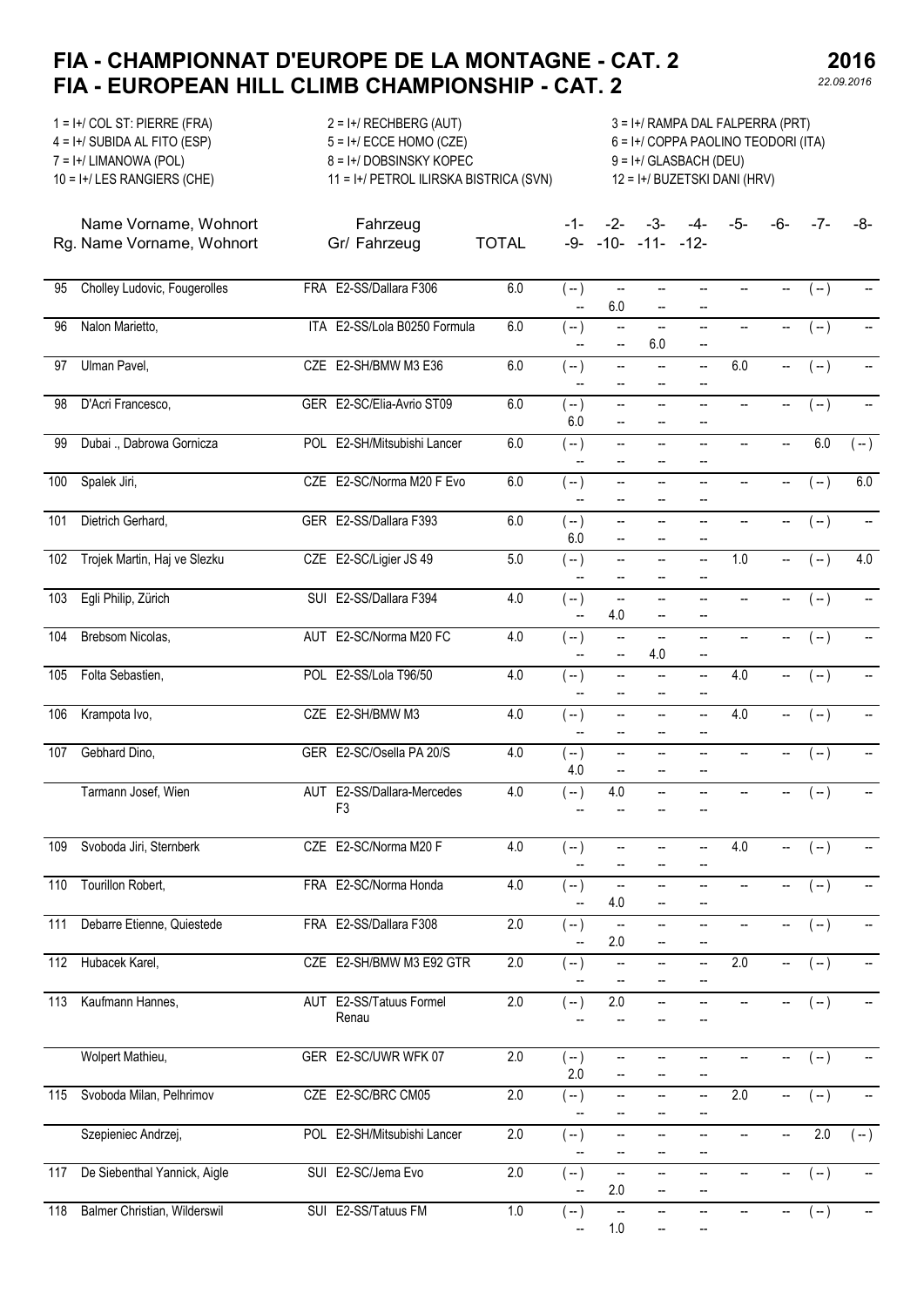# FIA - CHAMPIONNAT D'EUROPE DE LA MONTAGNE - CAT. 2
# FIA - EUROPEAN HILL CLIMB CHAMPIONSHIP - CAT. 2

**2016**
*22.09.2016*

1 = I+/ COL ST: PIERRE (FRA)
2 = I+/ RECHBERG (AUT)
3 = I+/ RAMPA DAL FALPERRA (PRT)
4 = I+/ SUBIDA AL FITO (ESP)
5 = I+/ ECCE HOMO (CZE)
6 = I+/ COPPA PAOLINO TEODORI (ITA)
7 = I+/ LIMANOWA (POL)
8 = I+/ DOBSINSKY KOPEC
9 = I+/ GLASBACH (DEU)
10 = I+/ LES RANGIERS (CHE)
11 = I+/ PETROL ILIRSKA BISTRICA (SVN)
12 = I+/ BUZETSKI DANI (HRV)

| Rg. | Name Vorname, Wohnort | | Gr/ Fahrzeug | TOTAL | -1- | -2- | -3- | -4- | -5- | -6- | -7- | -8- | -9- | -10- | -11- | -12- |
|---|---|---|---|---|---|---|---|---|---|---|---|---|---|---|---|---|
| 95 | Cholley Ludovic, Fougerolles | FRA | E2-SS/Dallara F306 | 6.0 | ( -- ) | -- | -- | -- | -- | -- | ( -- ) | -- | -- | 6.0 | -- | -- |
| 96 | Nalon Marietto, | ITA | E2-SS/Lola B0250 Formula | 6.0 | ( -- ) | -- | -- | -- | -- | -- | ( -- ) | -- | -- | -- | 6.0 | -- |
| 97 | Ulman Pavel, | CZE | E2-SH/BMW M3 E36 | 6.0 | ( -- ) | -- | -- | -- | 6.0 | -- | ( -- ) | -- | -- | -- | -- | -- |
| 98 | D'Acri Francesco, | GER | E2-SC/Elia-Avrio ST09 | 6.0 | ( -- ) | -- | -- | -- | -- | -- | ( -- ) | -- | 6.0 | -- | -- | -- |
| 99 | Dubai ., Dabrowa Gornicza | POL | E2-SH/Mitsubishi Lancer | 6.0 | ( -- ) | -- | -- | -- | -- | -- | 6.0 | ( -- ) | -- | -- | -- | -- |
| 100 | Spalek Jiri, | CZE | E2-SC/Norma M20 F Evo | 6.0 | ( -- ) | -- | -- | -- | -- | -- | ( -- ) | 6.0 | -- | -- | -- | -- |
| 101 | Dietrich Gerhard, | GER | E2-SS/Dallara F393 | 6.0 | ( -- ) | -- | -- | -- | -- | -- | ( -- ) | -- | 6.0 | -- | -- | -- |
| 102 | Trojek Martin, Haj ve Slezku | CZE | E2-SC/Ligier JS 49 | 5.0 | ( -- ) | -- | -- | -- | 1.0 | -- | ( -- ) | 4.0 | -- | -- | -- | -- |
| 103 | Egli Philip, Zürich | SUI | E2-SS/Dallara F394 | 4.0 | ( -- ) | -- | -- | -- | -- | -- | ( -- ) | -- | -- | 4.0 | -- | -- |
| 104 | Brebsom Nicolas, | AUT | E2-SC/Norma M20 FC | 4.0 | ( -- ) | -- | -- | -- | -- | -- | ( -- ) | -- | -- | -- | 4.0 | -- |
| 105 | Folta Sebastien, | POL | E2-SS/Lola T96/50 | 4.0 | ( -- ) | -- | -- | -- | 4.0 | -- | ( -- ) | -- | -- | -- | -- | -- |
| 106 | Krampota Ivo, | CZE | E2-SH/BMW M3 | 4.0 | ( -- ) | -- | -- | -- | 4.0 | -- | ( -- ) | -- | -- | -- | -- | -- |
| 107 | Gebhard Dino, | GER | E2-SC/Osella PA 20/S | 4.0 | ( -- ) | -- | -- | -- | -- | -- | ( -- ) | -- | 4.0 | -- | -- | -- |
| | Tarmann Josef, Wien | AUT | E2-SS/Dallara-Mercedes F3 | 4.0 | ( -- ) | 4.0 | -- | -- | -- | -- | ( -- ) | -- | -- | -- | -- | -- |
| 109 | Svoboda Jiri, Sternberk | CZE | E2-SC/Norma M20 F | 4.0 | ( -- ) | -- | -- | -- | 4.0 | -- | ( -- ) | -- | -- | -- | -- | -- |
| 110 | Tourillon Robert, | FRA | E2-SC/Norma Honda | 4.0 | ( -- ) | -- | -- | -- | -- | -- | ( -- ) | -- | -- | 4.0 | -- | -- |
| 111 | Debarre Etienne, Quiestede | FRA | E2-SS/Dallara F308 | 2.0 | ( -- ) | -- | -- | -- | -- | -- | ( -- ) | -- | -- | 2.0 | -- | -- |
| 112 | Hubacek Karel, | CZE | E2-SH/BMW M3 E92 GTR | 2.0 | ( -- ) | -- | -- | -- | 2.0 | -- | ( -- ) | -- | -- | -- | -- | -- |
| 113 | Kaufmann Hannes, | AUT | E2-SS/Tatuus Formel Renau | 2.0 | ( -- ) | 2.0 | -- | -- | -- | -- | ( -- ) | -- | -- | -- | -- | -- |
| | Wolpert Mathieu, | GER | E2-SC/UWR WFK 07 | 2.0 | ( -- ) | -- | -- | -- | -- | -- | ( -- ) | -- | 2.0 | -- | -- | -- |
| 115 | Svoboda Milan, Pelhrimov | CZE | E2-SC/BRC CM05 | 2.0 | ( -- ) | -- | -- | -- | 2.0 | -- | ( -- ) | -- | -- | -- | -- | -- |
| | Szepieniec Andrzej, | POL | E2-SH/Mitsubishi Lancer | 2.0 | ( -- ) | -- | -- | -- | -- | -- | 2.0 | ( -- ) | -- | -- | -- | -- |
| 117 | De Siebenthal Yannick, Aigle | SUI | E2-SC/Jema Evo | 2.0 | ( -- ) | -- | -- | -- | -- | -- | ( -- ) | -- | -- | 2.0 | -- | -- |
| 118 | Balmer Christian, Wilderswil | SUI | E2-SS/Tatuus FM | 1.0 | ( -- ) | -- | -- | -- | -- | -- | ( -- ) | -- | -- | 1.0 | -- | -- |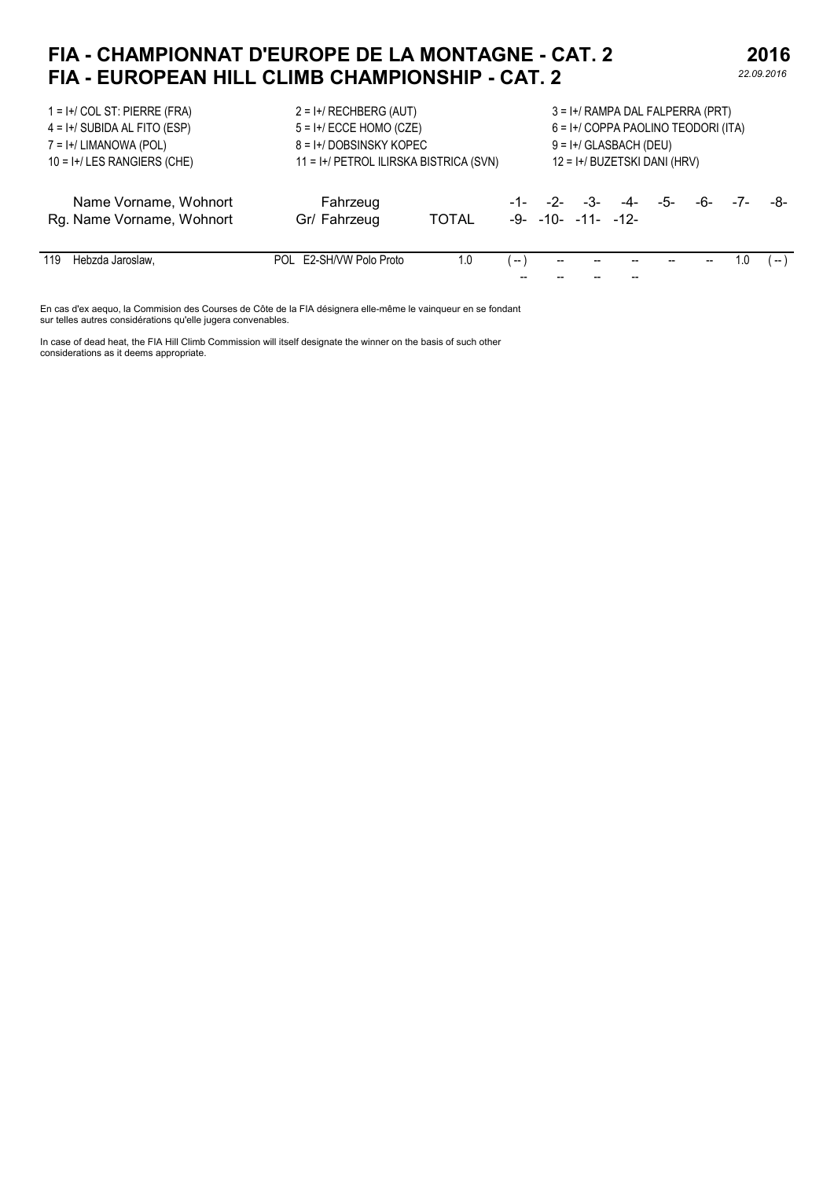# FIA - CHAMPIONNAT D'EUROPE DE LA MONTAGNE - CAT. 2
# FIA - EUROPEAN HILL CLIMB CHAMPIONSHIP - CAT. 2

**2016**
*22.09.2016*

1 = I+/ COL ST: PIERRE (FRA)
2 = I+/ RECHBERG (AUT)
3 = I+/ RAMPA DAL FALPERRA (PRT)
4 = I+/ SUBIDA AL FITO (ESP)
5 = I+/ ECCE HOMO (CZE)
6 = I+/ COPPA PAOLINO TEODORI (ITA)
7 = I+/ LIMANOWA (POL)
8 = I+/ DOBSINSKY KOPEC
9 = I+/ GLASBACH (DEU)
10 = I+/ LES RANGIERS (CHE)
11 = I+/ PETROL ILIRSKA BISTRICA (SVN)
12 = I+/ BUZETSKI DANI (HRV)

| Rg. | Name Vorname, Wohnort | | Gr/ Fahrzeug | TOTAL | -1- / -9- | -2- / -10- | -3- / -11- | -4- / -12- | -5- | -6- | -7- | -8- |
|---|---|---|---|---|---|---|---|---|---|---|---|---|
| 119 | Hebzda Jaroslaw, | POL | E2-SH/VW Polo Proto | 1.0 | ( -- ) / -- | -- / -- | -- / -- | -- / -- | -- | -- | 1.0 | ( -- ) |

En cas d'ex aequo, la Commision des Courses de Côte de la FIA désignera elle-même le vainqueur en se fondant sur telles autres considérations qu'elle jugera convenables.

In case of dead heat, the FIA Hill Climb Commission will itself designate the winner on the basis of such other considerations as it deems appropriate.